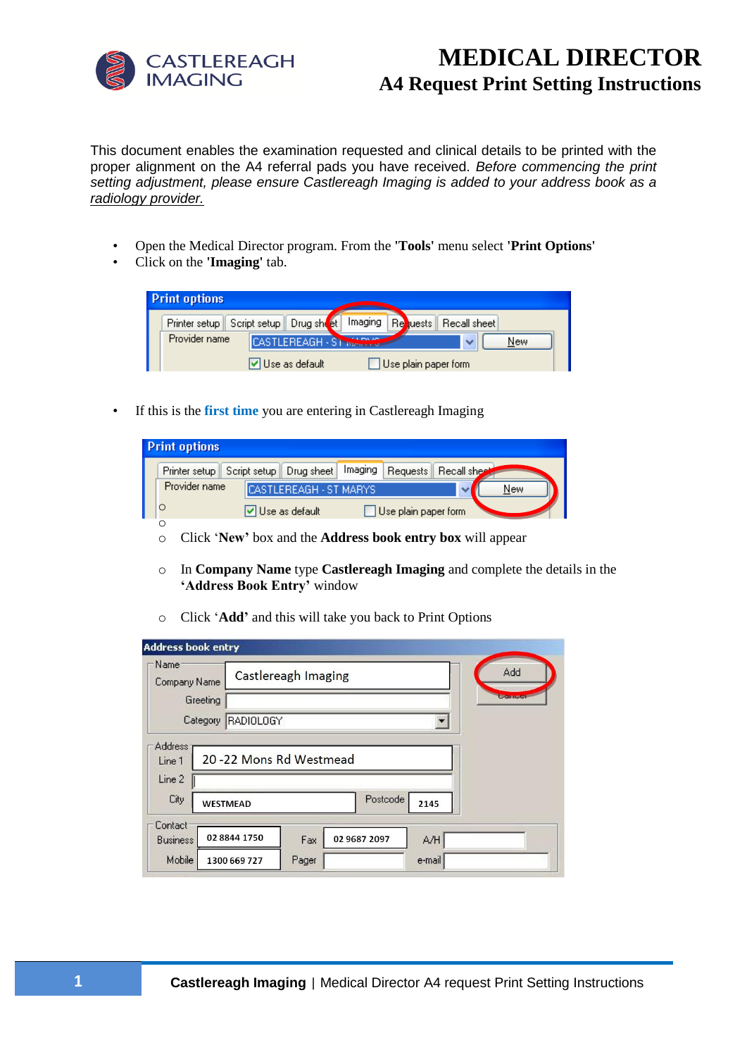# MEDICAL DIRECTOR

## A4 Request Print Setting Instructions

This document enables the examination requested and clinical details to be printed with the proper alignment on the A4 referral pads you have received. *Before commencing the print setting adjustment, please ensure Castlereagh Imaging is added to your address book as a radiology provider.*

- Open the Medical Director program. From the **'Tools'** menu select **'Print Options'**
- Click on the **'Imaging'** tab.

- If this is the **first time** you are entering in Castlereagh Imaging
  - Click **'New'** box and the **Address book entry box** will appear
  - In **Company Name** type **Castlereagh Imaging** and complete the details in the **'Address Book Entry'** window
  - Click **'Add'** and this will take you back to Print Options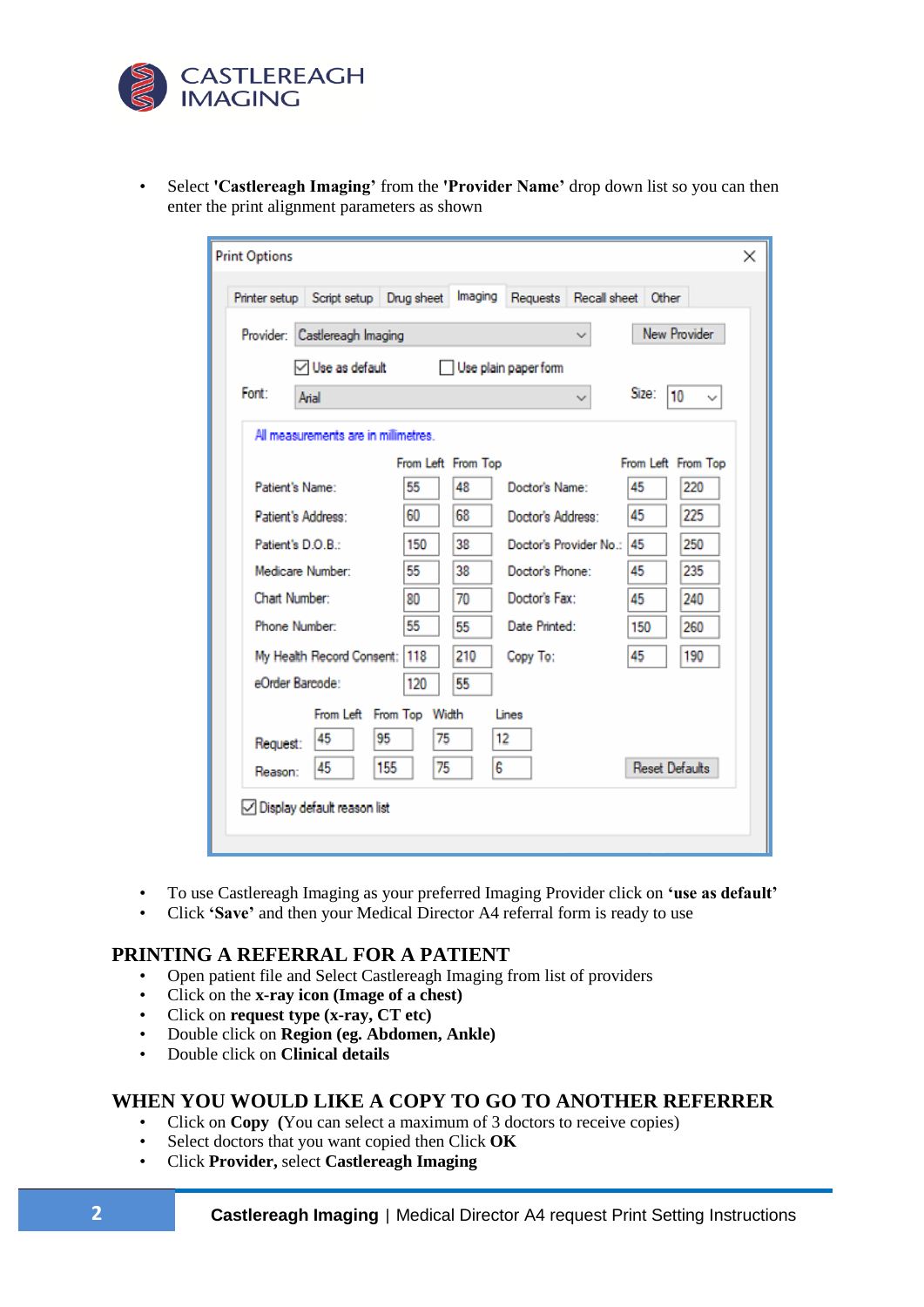- Select **'Castlereagh Imaging'** from the **'Provider Name'** drop down list so you can then enter the print alignment parameters as shown

**Print Options**

Printer setup | Script setup | Drug sheet | Imaging | Requests | Recall sheet | Other

Provider: Castlereagh Imaging — New Provider

☑ Use as default ☐ Use plain paper form

Font: Arial — Size: 10

All measurements are in millimetres.

| | From Left | From Top | | From Left | From Top |
|---|---|---|---|---|---|
| Patient's Name: | 55 | 48 | Doctor's Name: | 45 | 220 |
| Patient's Address: | 60 | 68 | Doctor's Address: | 45 | 225 |
| Patient's D.O.B.: | 150 | 38 | Doctor's Provider No.: | 45 | 250 |
| Medicare Number: | 55 | 38 | Doctor's Phone: | 45 | 235 |
| Chart Number: | 80 | 70 | Doctor's Fax: | 45 | 240 |
| Phone Number: | 55 | 55 | Date Printed: | 150 | 260 |
| My Health Record Consent: | 118 | 210 | Copy To: | 45 | 190 |
| eOrder Barcode: | 120 | 55 | | | |

| | From Left | From Top | Width | Lines |
|---|---|---|---|---|
| Request: | 45 | 95 | 75 | 12 |
| Reason: | 45 | 155 | 75 | 6 |

Reset Defaults

☑ Display default reason list

- To use Castlereagh Imaging as your preferred Imaging Provider click on **'use as default'**
- Click **'Save'** and then your Medical Director A4 referral form is ready to use

## PRINTING A REFERRAL FOR A PATIENT

- Open patient file and Select Castlereagh Imaging from list of providers
- Click on the **x-ray icon (Image of a chest)**
- Click on **request type (x-ray, CT etc)**
- Double click on **Region (eg. Abdomen, Ankle)**
- Double click on **Clinical details**

## WHEN YOU WOULD LIKE A COPY TO GO TO ANOTHER REFERRER

- Click on **Copy** (You can select a maximum of 3 doctors to receive copies)
- Select doctors that you want copied then Click **OK**
- Click **Provider,** select **Castlereagh Imaging**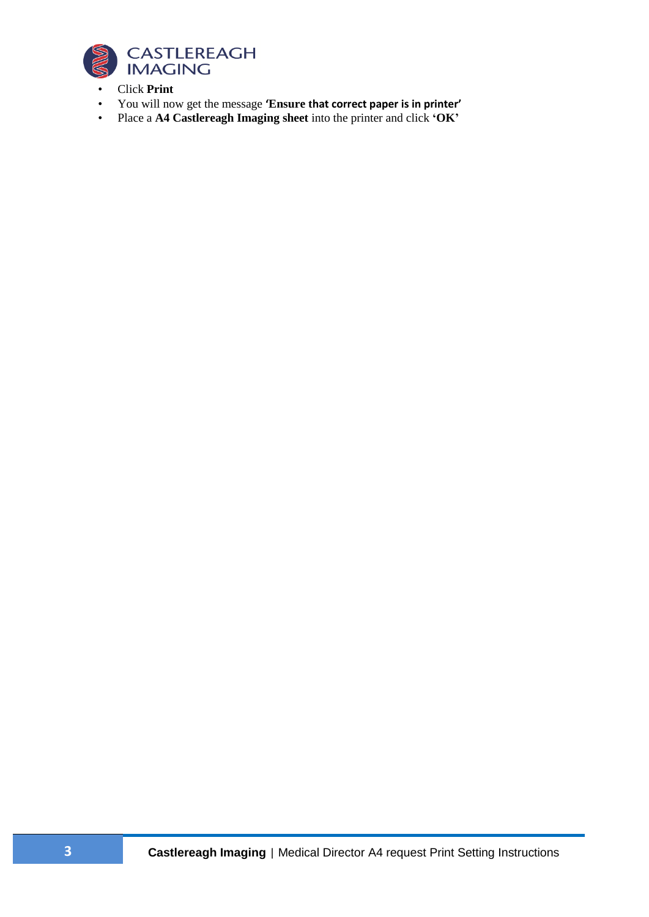- Click **Print**
- You will now get the message **'Ensure that correct paper is in printer'**
- Place a **A4 Castlereagh Imaging sheet** into the printer and click **'OK'**